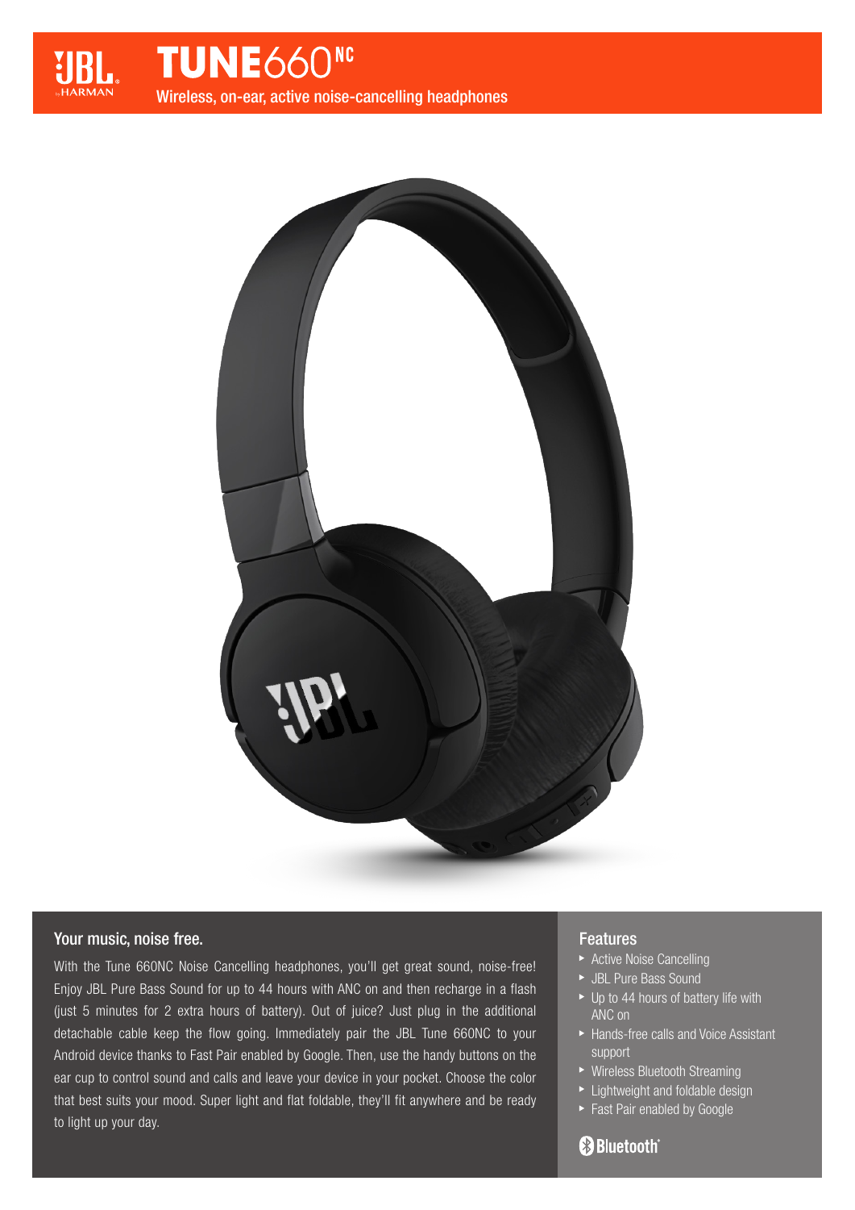# JBL TUNE660NC

Wireless, on-ear, active noise-cancelling headphones

## Your music, noise free.

With the Tune 660NC Noise Cancelling headphones, you'll get great sound, noise-free! Enjoy JBL Pure Bass Sound for up to 44 hours with ANC on and then recharge in a flash (just 5 minutes for 2 extra hours of battery). Out of juice? Just plug in the additional detachable cable keep the flow going. Immediately pair the JBL Tune 660NC to your Android device thanks to Fast Pair enabled by Google. Then, use the handy buttons on the ear cup to control sound and calls and leave your device in your pocket. Choose the color that best suits your mood. Super light and flat foldable, they'll fit anywhere and be ready to light up your day.

## Features

- Active Noise Cancelling
- JBL Pure Bass Sound
- Up to 44 hours of battery life with ANC on
- Hands-free calls and Voice Assistant support
- Wireless Bluetooth Streaming
- Lightweight and foldable design
- Fast Pair enabled by Google

Bluetooth®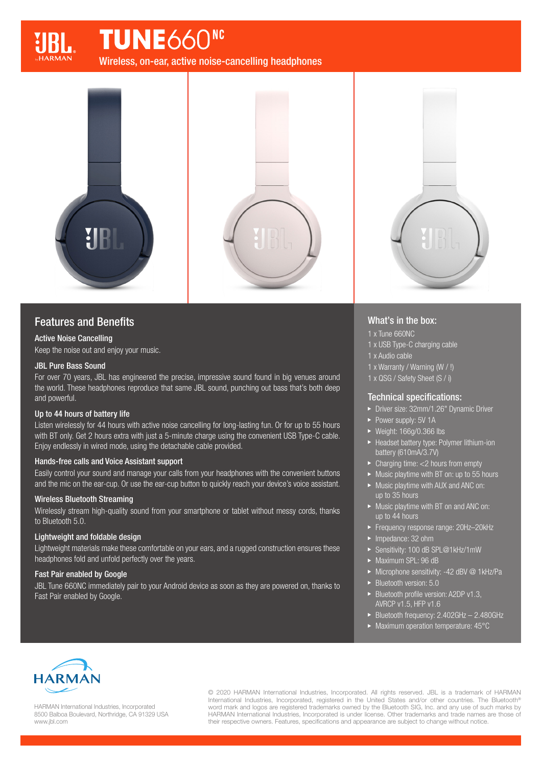# JBL TUNE660NC

Wireless, on-ear, active noise-cancelling headphones

## Features and Benefits

### Active Noise Cancelling

Keep the noise out and enjoy your music.

### JBL Pure Bass Sound

For over 70 years, JBL has engineered the precise, impressive sound found in big venues around the world. These headphones reproduce that same JBL sound, punching out bass that's both deep and powerful.

### Up to 44 hours of battery life

Listen wirelessly for 44 hours with active noise cancelling for long-lasting fun. Or for up to 55 hours with BT only. Get 2 hours extra with just a 5-minute charge using the convenient USB Type-C cable. Enjoy endlessly in wired mode, using the detachable cable provided.

### Hands-free calls and Voice Assistant support

Easily control your sound and manage your calls from your headphones with the convenient buttons and the mic on the ear-cup. Or use the ear-cup button to quickly reach your device's voice assistant.

### Wireless Bluetooth Streaming

Wirelessly stream high-quality sound from your smartphone or tablet without messy cords, thanks to Bluetooth 5.0.

### Lightweight and foldable design

Lightweight materials make these comfortable on your ears, and a rugged construction ensures these headphones fold and unfold perfectly over the years.

### Fast Pair enabled by Google

JBL Tune 660NC immediately pair to your Android device as soon as they are powered on, thanks to Fast Pair enabled by Google.

## What's in the box:

1 x Tune 660NC
1 x USB Type-C charging cable
1 x Audio cable
1 x Warranty / Warning (W / !)
1 x QSG / Safety Sheet (S / i)

## Technical specifications:

- Driver size: 32mm/1.26" Dynamic Driver
- Power supply: 5V 1A
- Weight: 166g/0.366 lbs
- Headset battery type: Polymer lithium-ion battery (610mA/3.7V)
- Charging time: <2 hours from empty
- Music playtime with BT on: up to 55 hours
- Music playtime with AUX and ANC on: up to 35 hours
- Music playtime with BT on and ANC on: up to 44 hours
- Frequency response range: 20Hz–20kHz
- Impedance: 32 ohm
- Sensitivity: 100 dB SPL@1kHz/1mW
- Maximum SPL: 96 dB
- Microphone sensitivity: -42 dBV @ 1kHz/Pa
- Bluetooth version: 5.0
- Bluetooth profile version: A2DP v1.3, AVRCP v1.5, HFP v1.6
- Bluetooth frequency: 2.402GHz – 2.480GHz
- Maximum operation temperature: 45°C

HARMAN International Industries, Incorporated
8500 Balboa Boulevard, Northridge, CA 91329 USA
www.jbl.com

© 2020 HARMAN International Industries, Incorporated. All rights reserved. JBL is a trademark of HARMAN International Industries, Incorporated, registered in the United States and/or other countries. The Bluetooth® word mark and logos are registered trademarks owned by the Bluetooth SIG, Inc. and any use of such marks by HARMAN International Industries, Incorporated is under license. Other trademarks and trade names are those of their respective owners. Features, specifications and appearance are subject to change without notice.